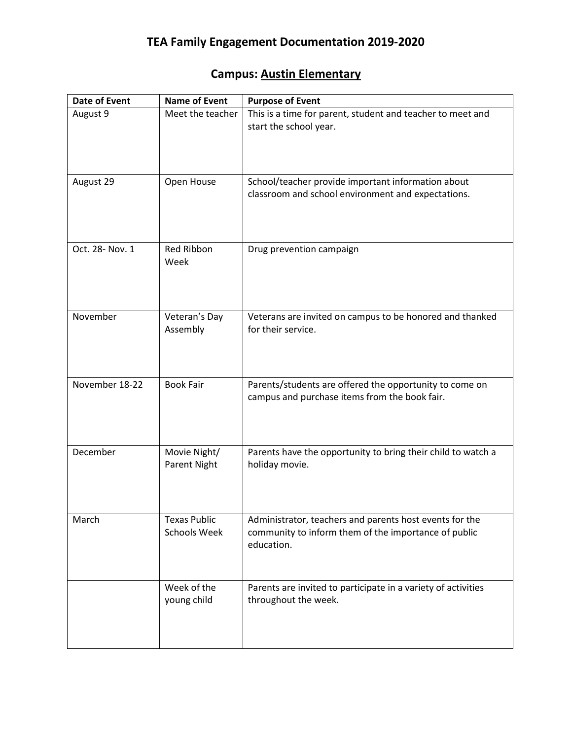# TEA Family Engagement Documentation 2019-2020

## Campus: Austin Elementary

| Date of Event | Name of Event | Purpose of Event |
|---|---|---|
| August 9 | Meet the teacher | This is a time for parent, student and teacher to meet and start the school year. |
| August 29 | Open House | School/teacher provide important information about classroom and school environment and expectations. |
| Oct. 28- Nov. 1 | Red Ribbon Week | Drug prevention campaign |
| November | Veteran's Day Assembly | Veterans are invited on campus to be honored and thanked for their service. |
| November 18-22 | Book Fair | Parents/students are offered the opportunity to come on campus and purchase items from the book fair. |
| December | Movie Night/ Parent Night | Parents have the opportunity to bring their child to watch a holiday movie. |
| March | Texas Public Schools Week | Administrator, teachers and parents host events for the community to inform them of the importance of public education. |
| | Week of the young child | Parents are invited to participate in a variety of activities throughout the week. |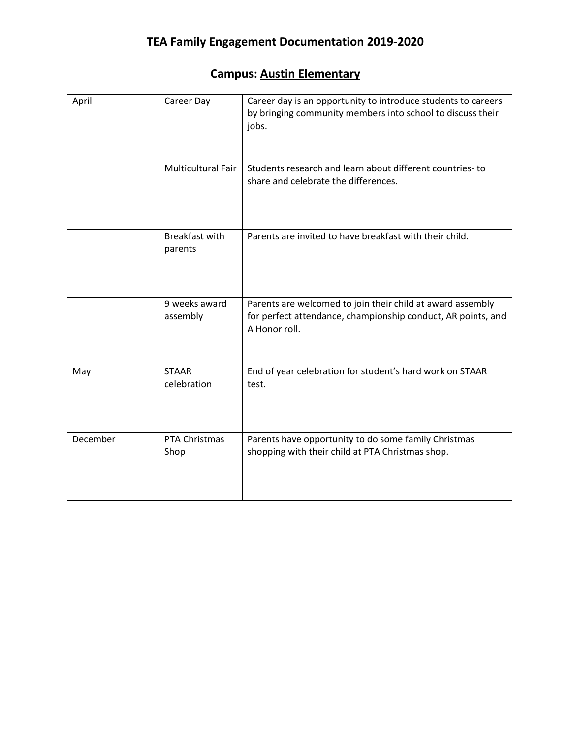# TEA Family Engagement Documentation 2019-2020

## Campus: Austin Elementary

| | | |
|---|---|---|
| April | Career Day | Career day is an opportunity to introduce students to careers by bringing community members into school to discuss their jobs. |
| | Multicultural Fair | Students research and learn about different countries- to share and celebrate the differences. |
| | Breakfast with parents | Parents are invited to have breakfast with their child. |
| | 9 weeks award assembly | Parents are welcomed to join their child at award assembly for perfect attendance, championship conduct, AR points, and A Honor roll. |
| May | STAAR celebration | End of year celebration for student's hard work on STAAR test. |
| December | PTA Christmas Shop | Parents have opportunity to do some family Christmas shopping with their child at PTA Christmas shop. |